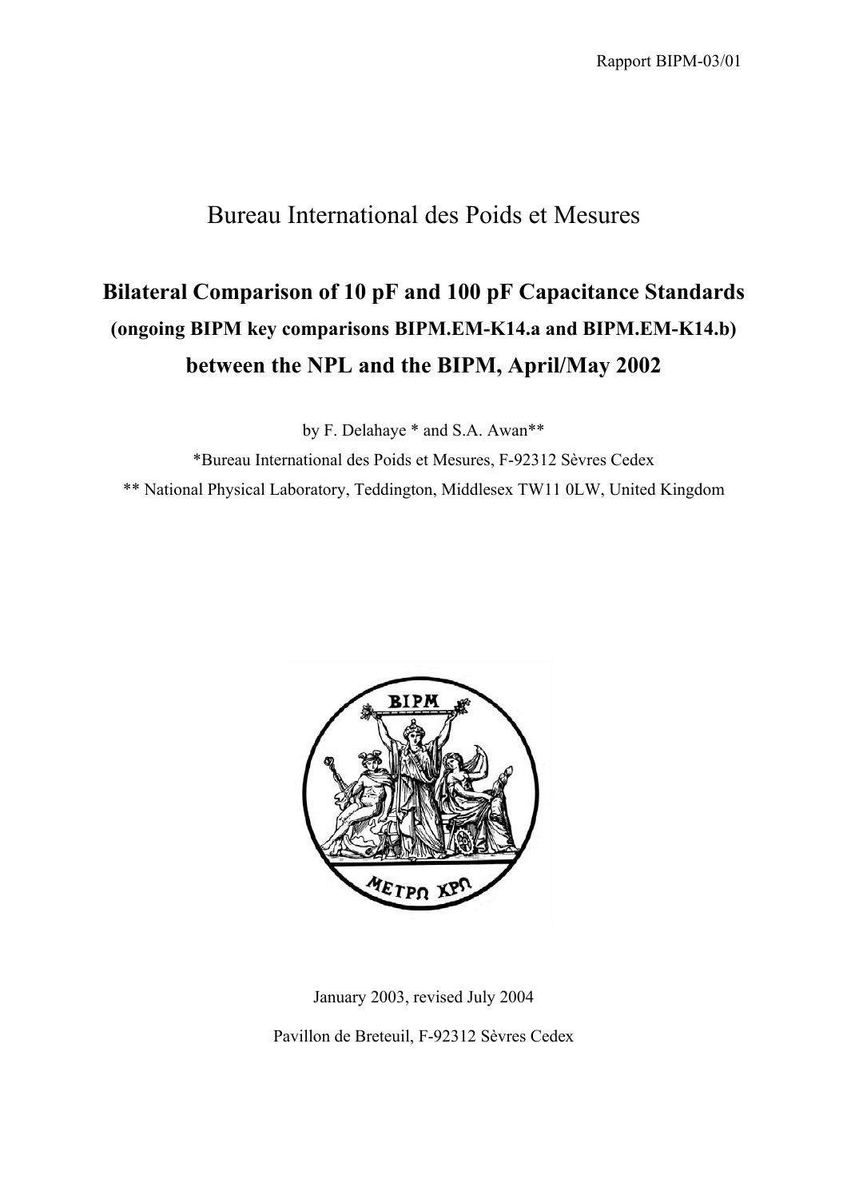Rapport BIPM-03/01

# Bureau International des Poids et Mesures

## Bilateral Comparison of 10 pF and 100 pF Capacitance Standards

### (ongoing BIPM key comparisons BIPM.EM-K14.a and BIPM.EM-K14.b)

## between the NPL and the BIPM, April/May 2002

by F. Delahaye * and S.A. Awan**

*Bureau International des Poids et Mesures, F-92312 Sèvres Cedex

** National Physical Laboratory, Teddington, Middlesex TW11 0LW, United Kingdom

January 2003, revised July 2004

Pavillon de Breteuil, F-92312 Sèvres Cedex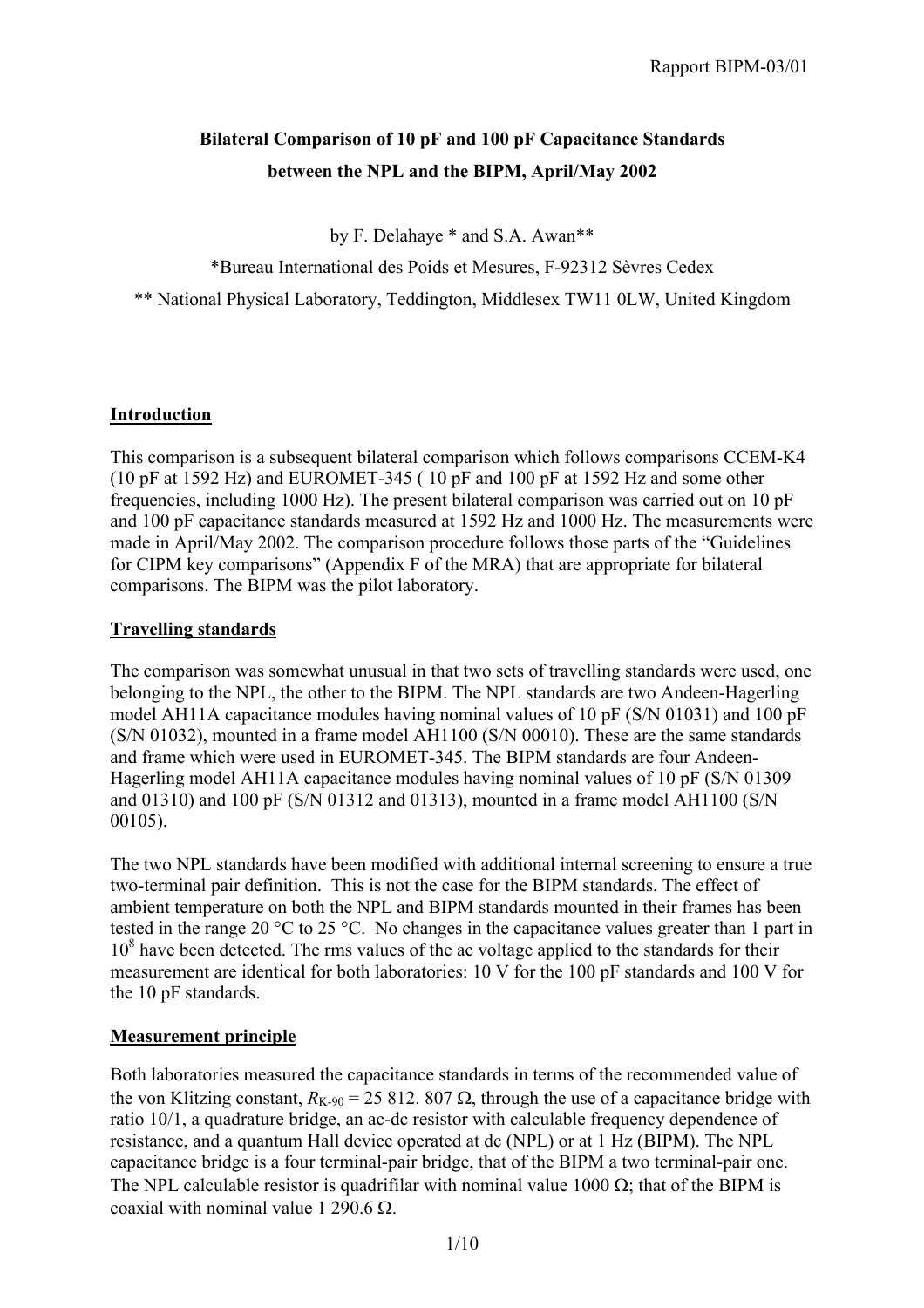**Bilateral Comparison of 10 pF and 100 pF Capacitance Standards**
**between the NPL and the BIPM, April/May 2002**

by F. Delahaye * and S.A. Awan**

*Bureau International des Poids et Mesures, F-92312 Sèvres Cedex

** National Physical Laboratory, Teddington, Middlesex TW11 0LW, United Kingdom

## Introduction

This comparison is a subsequent bilateral comparison which follows comparisons CCEM-K4 (10 pF at 1592 Hz) and EUROMET-345 ( 10 pF and 100 pF at 1592 Hz and some other frequencies, including 1000 Hz). The present bilateral comparison was carried out on 10 pF and 100 pF capacitance standards measured at 1592 Hz and 1000 Hz. The measurements were made in April/May 2002. The comparison procedure follows those parts of the "Guidelines for CIPM key comparisons" (Appendix F of the MRA) that are appropriate for bilateral comparisons. The BIPM was the pilot laboratory.

## Travelling standards

The comparison was somewhat unusual in that two sets of travelling standards were used, one belonging to the NPL, the other to the BIPM. The NPL standards are two Andeen-Hagerling model AH11A capacitance modules having nominal values of 10 pF (S/N 01031) and 100 pF (S/N 01032), mounted in a frame model AH1100 (S/N 00010). These are the same standards and frame which were used in EUROMET-345. The BIPM standards are four Andeen-Hagerling model AH11A capacitance modules having nominal values of 10 pF (S/N 01309 and 01310) and 100 pF (S/N 01312 and 01313), mounted in a frame model AH1100 (S/N 00105).

The two NPL standards have been modified with additional internal screening to ensure a true two-terminal pair definition. This is not the case for the BIPM standards. The effect of ambient temperature on both the NPL and BIPM standards mounted in their frames has been tested in the range 20 °C to 25 °C. No changes in the capacitance values greater than 1 part in $10^8$ have been detected. The rms values of the ac voltage applied to the standards for their measurement are identical for both laboratories: 10 V for the 100 pF standards and 100 V for the 10 pF standards.

## Measurement principle

Both laboratories measured the capacitance standards in terms of the recommended value of the von Klitzing constant, $R_{K-90}$ = 25 812. 807 Ω, through the use of a capacitance bridge with ratio 10/1, a quadrature bridge, an ac-dc resistor with calculable frequency dependence of resistance, and a quantum Hall device operated at dc (NPL) or at 1 Hz (BIPM). The NPL capacitance bridge is a four terminal-pair bridge, that of the BIPM a two terminal-pair one. The NPL calculable resistor is quadrifilar with nominal value 1000 Ω; that of the BIPM is coaxial with nominal value 1 290.6 Ω.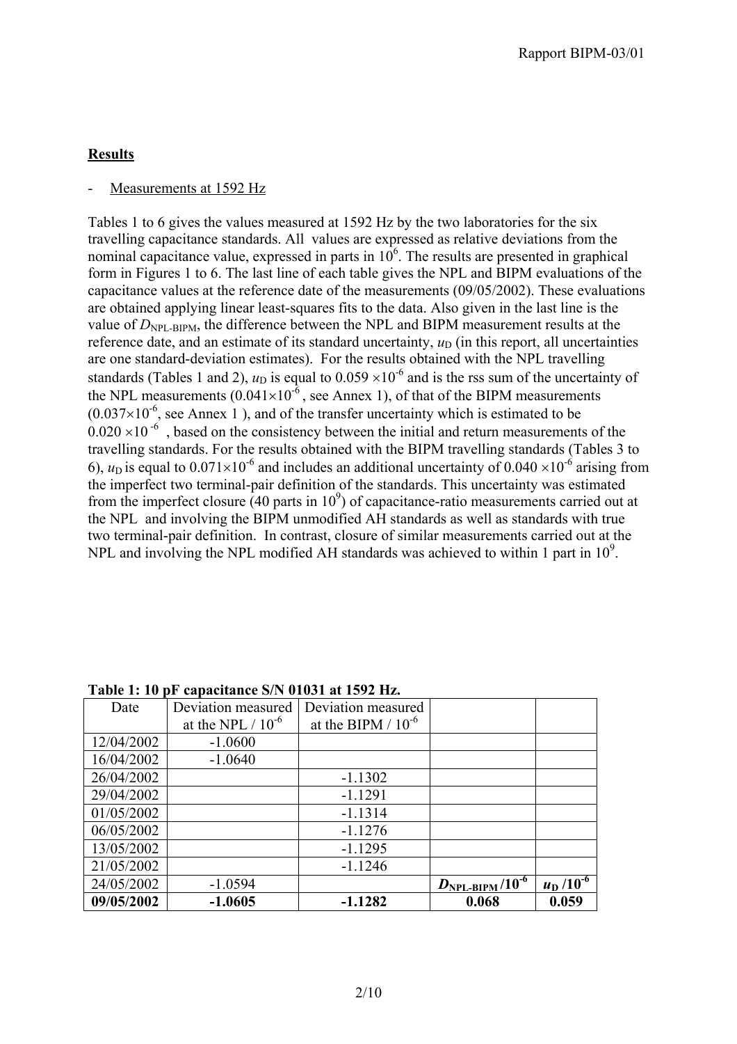## Results

- Measurements at 1592 Hz

Tables 1 to 6 gives the values measured at 1592 Hz by the two laboratories for the six travelling capacitance standards. All values are expressed as relative deviations from the nominal capacitance value, expressed in parts in $10^6$. The results are presented in graphical form in Figures 1 to 6. The last line of each table gives the NPL and BIPM evaluations of the capacitance values at the reference date of the measurements (09/05/2002). These evaluations are obtained applying linear least-squares fits to the data. Also given in the last line is the value of $D_{\mathrm{NPL\text{-}BIPM}}$, the difference between the NPL and BIPM measurement results at the reference date, and an estimate of its standard uncertainty, $u_{\mathrm{D}}$ (in this report, all uncertainties are one standard-deviation estimates). For the results obtained with the NPL travelling standards (Tables 1 and 2), $u_{\mathrm{D}}$ is equal to $0.059 \times 10^{-6}$ and is the rss sum of the uncertainty of the NPL measurements ($0.041 \times 10^{-6}$, see Annex 1), of that of the BIPM measurements ($0.037 \times 10^{-6}$, see Annex 1 ), and of the transfer uncertainty which is estimated to be $0.020 \times 10^{-6}$ , based on the consistency between the initial and return measurements of the travelling standards. For the results obtained with the BIPM travelling standards (Tables 3 to 6), $u_{\mathrm{D}}$ is equal to $0.071 \times 10^{-6}$ and includes an additional uncertainty of $0.040 \times 10^{-6}$ arising from the imperfect two terminal-pair definition of the standards. This uncertainty was estimated from the imperfect closure (40 parts in $10^9$) of capacitance-ratio measurements carried out at the NPL and involving the BIPM unmodified AH standards as well as standards with true two terminal-pair definition. In contrast, closure of similar measurements carried out at the NPL and involving the NPL modified AH standards was achieved to within 1 part in $10^9$.

**Table 1: 10 pF capacitance S/N 01031 at 1592 Hz.**

| Date | Deviation measured at the NPL / $10^{-6}$ | Deviation measured at the BIPM / $10^{-6}$ | | |
|---|---|---|---|---|
| 12/04/2002 | -1.0600 | | | |
| 16/04/2002 | -1.0640 | | | |
| 26/04/2002 | | -1.1302 | | |
| 29/04/2002 | | -1.1291 | | |
| 01/05/2002 | | -1.1314 | | |
| 06/05/2002 | | -1.1276 | | |
| 13/05/2002 | | -1.1295 | | |
| 21/05/2002 | | -1.1246 | | |
| 24/05/2002 | -1.0594 | | **$D_{\mathrm{NPL\text{-}BIPM}}$ /$10^{-6}$** | **$u_{\mathrm{D}}$ /$10^{-6}$** |
| **09/05/2002** | **-1.0605** | **-1.1282** | **0.068** | **0.059** |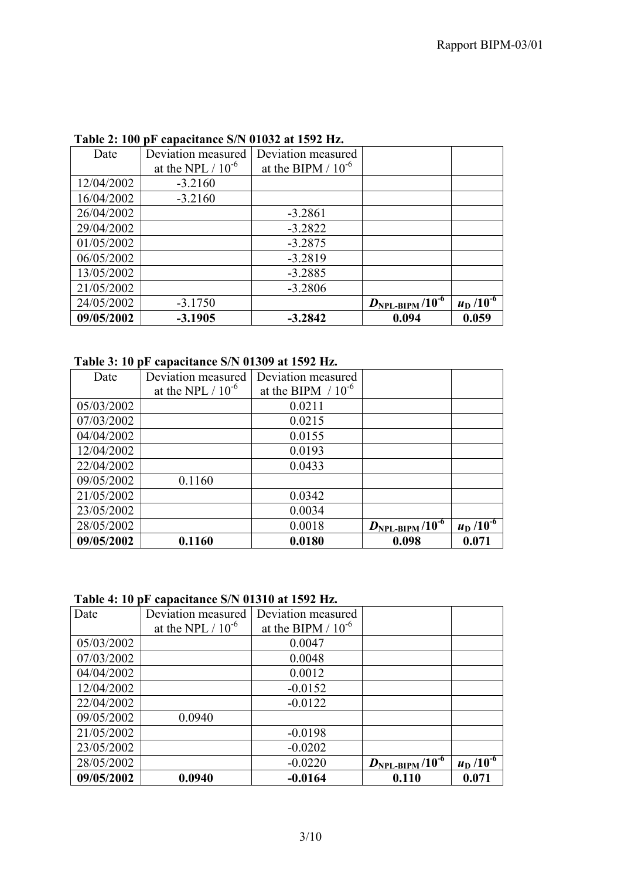**Table 2: 100 pF capacitance S/N 01032 at 1592 Hz.**

| Date | Deviation measured at the NPL / $10^{-6}$ | Deviation measured at the BIPM / $10^{-6}$ | | |
|---|---|---|---|---|
| 12/04/2002 | -3.2160 | | | |
| 16/04/2002 | -3.2160 | | | |
| 26/04/2002 | | -3.2861 | | |
| 29/04/2002 | | -3.2822 | | |
| 01/05/2002 | | -3.2875 | | |
| 06/05/2002 | | -3.2819 | | |
| 13/05/2002 | | -3.2885 | | |
| 21/05/2002 | | -3.2806 | | |
| 24/05/2002 | -3.1750 | | $D_{\text{NPL-BIPM}}$ /$10^{-6}$ | $u_{\text{D}}$ /$10^{-6}$ |
| **09/05/2002** | **-3.1905** | **-3.2842** | **0.094** | **0.059** |

**Table 3: 10 pF capacitance S/N 01309 at 1592 Hz.**

| Date | Deviation measured at the NPL / $10^{-6}$ | Deviation measured at the BIPM / $10^{-6}$ | | |
|---|---|---|---|---|
| 05/03/2002 | | 0.0211 | | |
| 07/03/2002 | | 0.0215 | | |
| 04/04/2002 | | 0.0155 | | |
| 12/04/2002 | | 0.0193 | | |
| 22/04/2002 | | 0.0433 | | |
| 09/05/2002 | 0.1160 | | | |
| 21/05/2002 | | 0.0342 | | |
| 23/05/2002 | | 0.0034 | | |
| 28/05/2002 | | 0.0018 | $D_{\text{NPL-BIPM}}$ /$10^{-6}$ | $u_{\text{D}}$ /$10^{-6}$ |
| **09/05/2002** | **0.1160** | **0.0180** | **0.098** | **0.071** |

**Table 4: 10 pF capacitance S/N 01310 at 1592 Hz.**

| Date | Deviation measured at the NPL / $10^{-6}$ | Deviation measured at the BIPM / $10^{-6}$ | | |
|---|---|---|---|---|
| 05/03/2002 | | 0.0047 | | |
| 07/03/2002 | | 0.0048 | | |
| 04/04/2002 | | 0.0012 | | |
| 12/04/2002 | | -0.0152 | | |
| 22/04/2002 | | -0.0122 | | |
| 09/05/2002 | 0.0940 | | | |
| 21/05/2002 | | -0.0198 | | |
| 23/05/2002 | | -0.0202 | | |
| 28/05/2002 | | -0.0220 | $D_{\text{NPL-BIPM}}$ /$10^{-6}$ | $u_{\text{D}}$ /$10^{-6}$ |
| **09/05/2002** | **0.0940** | **-0.0164** | **0.110** | **0.071** |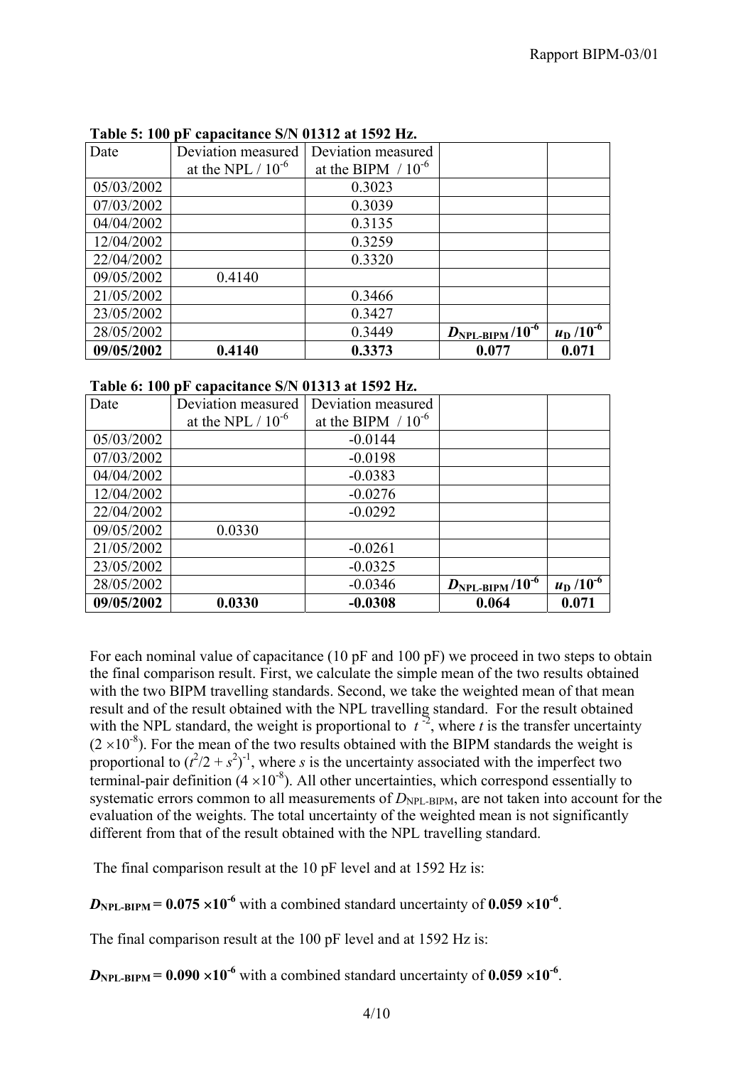**Table 5: 100 pF capacitance S/N 01312 at 1592 Hz.**

| Date | Deviation measured at the NPL / $10^{-6}$ | Deviation measured at the BIPM / $10^{-6}$ | | |
|---|---|---|---|---|
| 05/03/2002 | | 0.3023 | | |
| 07/03/2002 | | 0.3039 | | |
| 04/04/2002 | | 0.3135 | | |
| 12/04/2002 | | 0.3259 | | |
| 22/04/2002 | | 0.3320 | | |
| 09/05/2002 | 0.4140 | | | |
| 21/05/2002 | | 0.3466 | | |
| 23/05/2002 | | 0.3427 | | |
| 28/05/2002 | | 0.3449 | $D_{\text{NPL-BIPM}}$ /$10^{-6}$ | $u_{\text{D}}$ /$10^{-6}$ |
| **09/05/2002** | **0.4140** | **0.3373** | **0.077** | **0.071** |

**Table 6: 100 pF capacitance S/N 01313 at 1592 Hz.**

| Date | Deviation measured at the NPL / $10^{-6}$ | Deviation measured at the BIPM / $10^{-6}$ | | |
|---|---|---|---|---|
| 05/03/2002 | | -0.0144 | | |
| 07/03/2002 | | -0.0198 | | |
| 04/04/2002 | | -0.0383 | | |
| 12/04/2002 | | -0.0276 | | |
| 22/04/2002 | | -0.0292 | | |
| 09/05/2002 | 0.0330 | | | |
| 21/05/2002 | | -0.0261 | | |
| 23/05/2002 | | -0.0325 | | |
| 28/05/2002 | | -0.0346 | $D_{\text{NPL-BIPM}}$ /$10^{-6}$ | $u_{\text{D}}$ /$10^{-6}$ |
| **09/05/2002** | **0.0330** | **-0.0308** | **0.064** | **0.071** |

For each nominal value of capacitance (10 pF and 100 pF) we proceed in two steps to obtain the final comparison result. First, we calculate the simple mean of the two results obtained with the two BIPM travelling standards. Second, we take the weighted mean of that mean result and of the result obtained with the NPL travelling standard. For the result obtained with the NPL standard, the weight is proportional to $t^{-2}$, where $t$ is the transfer uncertainty ($2 \times 10^{-8}$). For the mean of the two results obtained with the BIPM standards the weight is proportional to $(t^2/2 + s^2)^{-1}$, where $s$ is the uncertainty associated with the imperfect two terminal-pair definition ($4 \times 10^{-8}$). All other uncertainties, which correspond essentially to systematic errors common to all measurements of $D_{\text{NPL-BIPM}}$, are not taken into account for the evaluation of the weights. The total uncertainty of the weighted mean is not significantly different from that of the result obtained with the NPL travelling standard.

The final comparison result at the 10 pF level and at 1592 Hz is:

$\boldsymbol{D_{\text{NPL-BIPM}} = 0.075 \times 10^{-6}}$ with a combined standard uncertainty of $\boldsymbol{0.059 \times 10^{-6}}$.

The final comparison result at the 100 pF level and at 1592 Hz is:

$\boldsymbol{D_{\text{NPL-BIPM}} = 0.090 \times 10^{-6}}$ with a combined standard uncertainty of $\boldsymbol{0.059 \times 10^{-6}}$.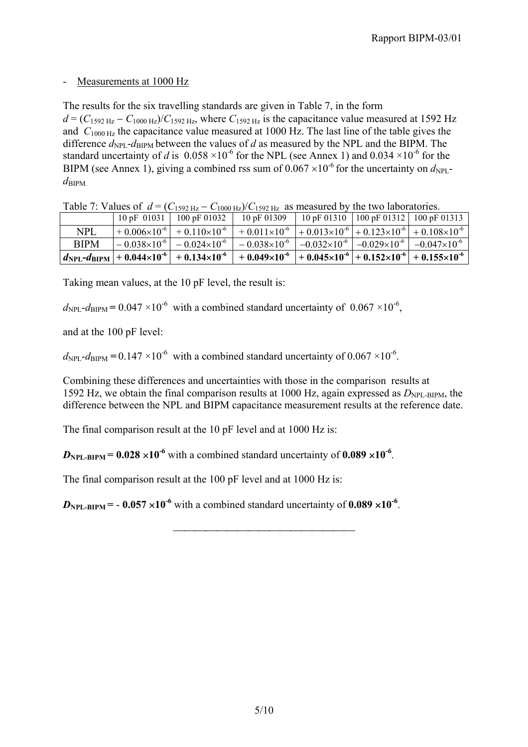- Measurements at 1000 Hz

The results for the six travelling standards are given in Table 7, in the form $d = (C_{1592\ \mathrm{Hz}} - C_{1000\ \mathrm{Hz}})/C_{1592\ \mathrm{Hz}}$, where $C_{1592\ \mathrm{Hz}}$ is the capacitance value measured at 1592 Hz and $C_{1000\ \mathrm{Hz}}$ the capacitance value measured at 1000 Hz. The last line of the table gives the difference $d_{\mathrm{NPL}}$-$d_{\mathrm{BIPM}}$ between the values of $d$ as measured by the NPL and the BIPM. The standard uncertainty of $d$ is $0.058 \times 10^{-6}$ for the NPL (see Annex 1) and $0.034 \times 10^{-6}$ for the BIPM (see Annex 1), giving a combined rss sum of $0.067 \times 10^{-6}$ for the uncertainty on $d_{\mathrm{NPL}}$-$d_{\mathrm{BIPM}}$.

Table 7: Values of $d = (C_{1592\ \mathrm{Hz}} - C_{1000\ \mathrm{Hz}})/C_{1592\ \mathrm{Hz}}$ as measured by the two laboratories.

| | 10 pF 01031 | 100 pF 01032 | 10 pF 01309 | 10 pF 01310 | 100 pF 01312 | 100 pF 01313 |
|---|---|---|---|---|---|---|
| NPL | $+ 0.006\times10^{-6}$ | $+ 0.110\times10^{-6}$ | $+ 0.011\times10^{-6}$ | $+ 0.013\times10^{-6}$ | $+ 0.123\times10^{-6}$ | $+ 0.108\times10^{-6}$ |
| BIPM | $- 0.038\times10^{-6}$ | $- 0.024\times10^{-6}$ | $- 0.038\times10^{-6}$ | $-0.032\times10^{-6}$ | $-0.029\times10^{-6}$ | $-0.047\times10^{-6}$ |
| **$d_{\mathrm{NPL}}$-$d_{\mathrm{BIPM}}$** | **$+ 0.044\times10^{-6}$** | **$+ 0.134\times10^{-6}$** | **$+ 0.049\times10^{-6}$** | **$+ 0.045\times10^{-6}$** | **$+ 0.152\times10^{-6}$** | **$+ 0.155\times10^{-6}$** |

Taking mean values, at the 10 pF level, the result is:

$d_{\mathrm{NPL}}$-$d_{\mathrm{BIPM}} = 0.047 \times 10^{-6}$ with a combined standard uncertainty of $0.067 \times 10^{-6}$,

and at the 100 pF level:

$d_{\mathrm{NPL}}$-$d_{\mathrm{BIPM}} = 0.147 \times 10^{-6}$ with a combined standard uncertainty of $0.067 \times 10^{-6}$.

Combining these differences and uncertainties with those in the comparison results at 1592 Hz, we obtain the final comparison results at 1000 Hz, again expressed as $D_{\mathrm{NPL\text{-}BIPM}}$, the difference between the NPL and BIPM capacitance measurement results at the reference date.

The final comparison result at the 10 pF level and at 1000 Hz is:

**$D_{\mathrm{NPL\text{-}BIPM}} = 0.028 \times 10^{-6}$** with a combined standard uncertainty of **$0.089 \times 10^{-6}$**.

The final comparison result at the 100 pF level and at 1000 Hz is:

**$D_{\mathrm{NPL\text{-}BIPM}} = - 0.057 \times 10^{-6}$** with a combined standard uncertainty of **$0.089 \times 10^{-6}$**.

---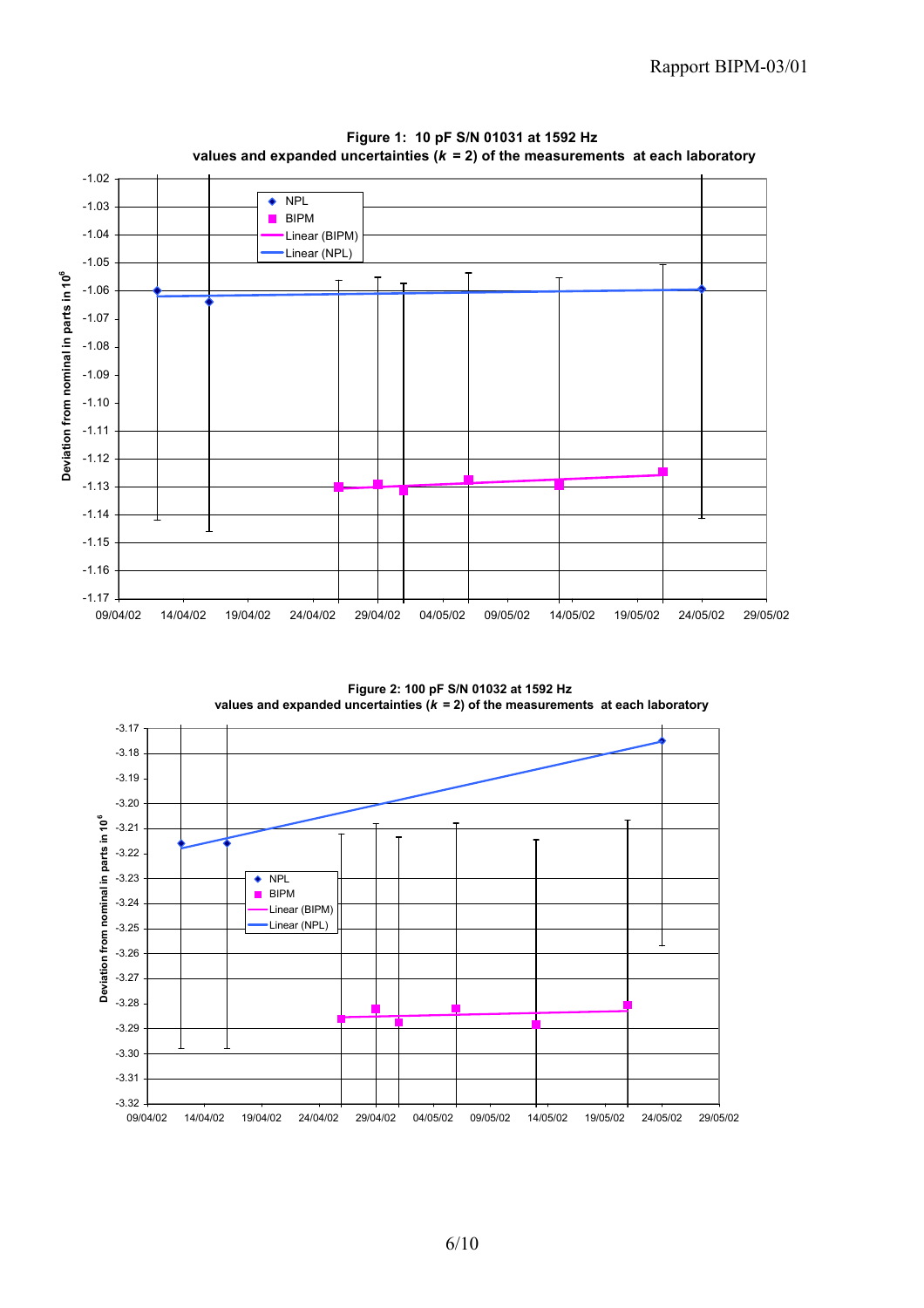**Figure 1: 10 pF S/N 01031 at 1592 Hz**
**values and expanded uncertainties ($k$ = 2) of the measurements at each laboratory**

**Figure 2: 100 pF S/N 01032 at 1592 Hz**
**values and expanded uncertainties ($k$ = 2) of the measurements at each laboratory**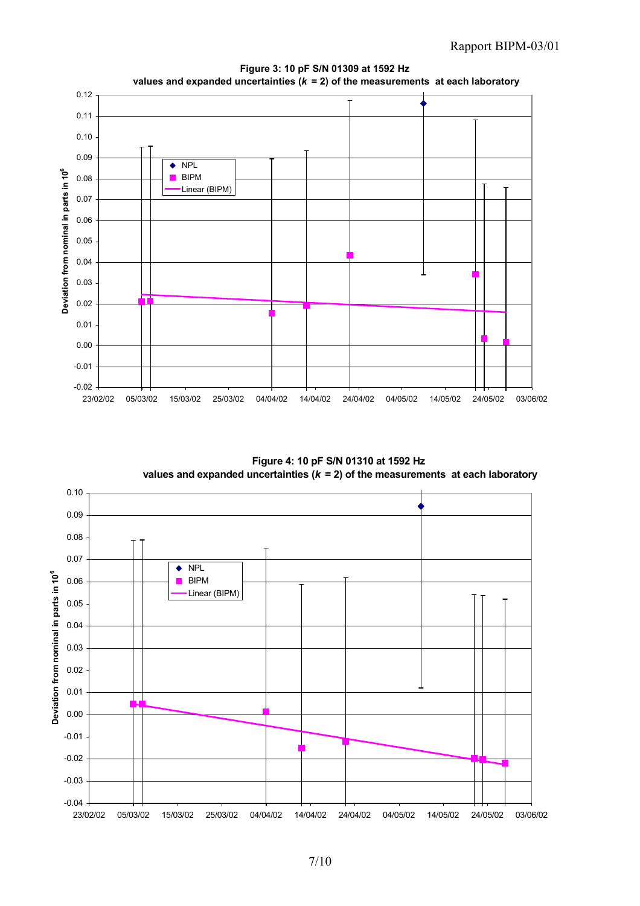**Figure 3: 10 pF S/N 01309 at 1592 Hz**
**values and expanded uncertainties ($k$ = 2) of the measurements at each laboratory**

**Figure 4: 10 pF S/N 01310 at 1592 Hz**
**values and expanded uncertainties ($k$ = 2) of the measurements at each laboratory**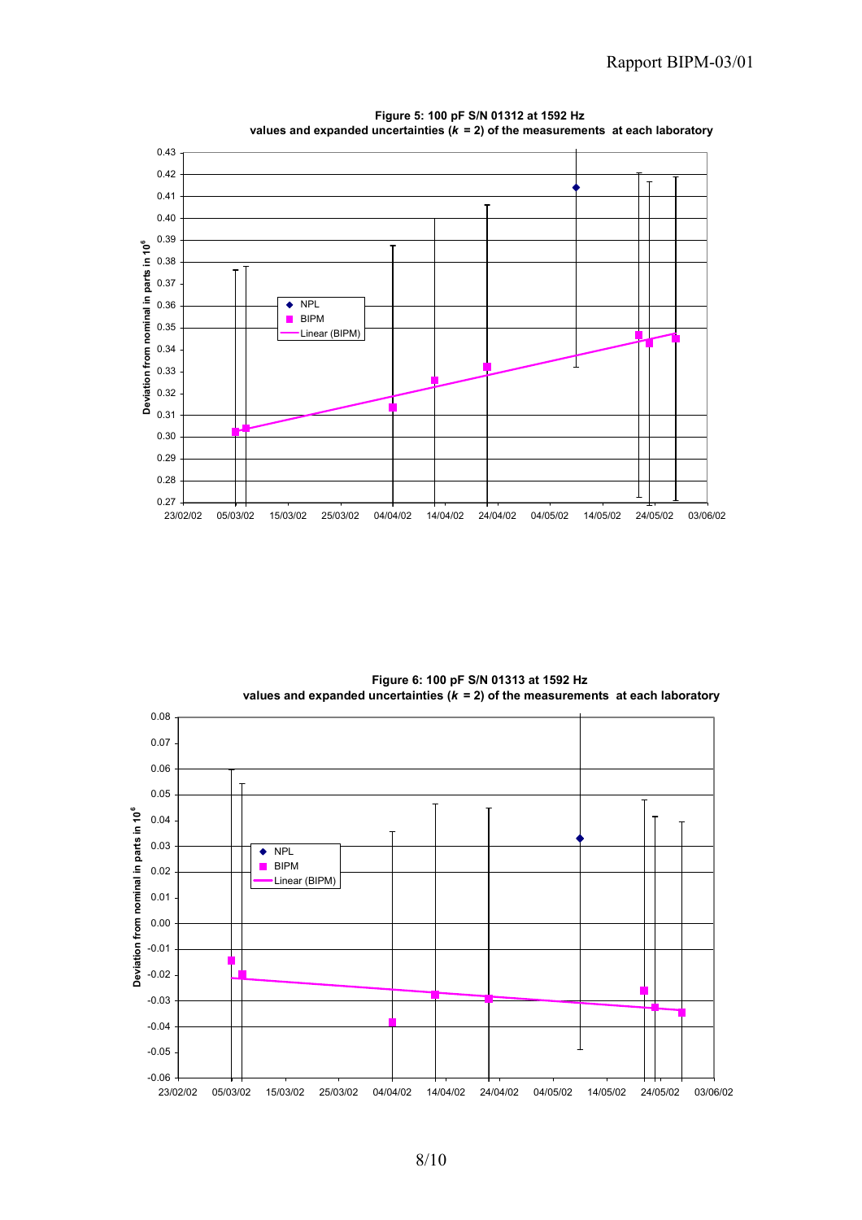**Figure 5: 100 pF S/N 01312 at 1592 Hz**
**values and expanded uncertainties ($k$ = 2) of the measurements at each laboratory**

**Figure 6: 100 pF S/N 01313 at 1592 Hz**
**values and expanded uncertainties ($k$ = 2) of the measurements at each laboratory**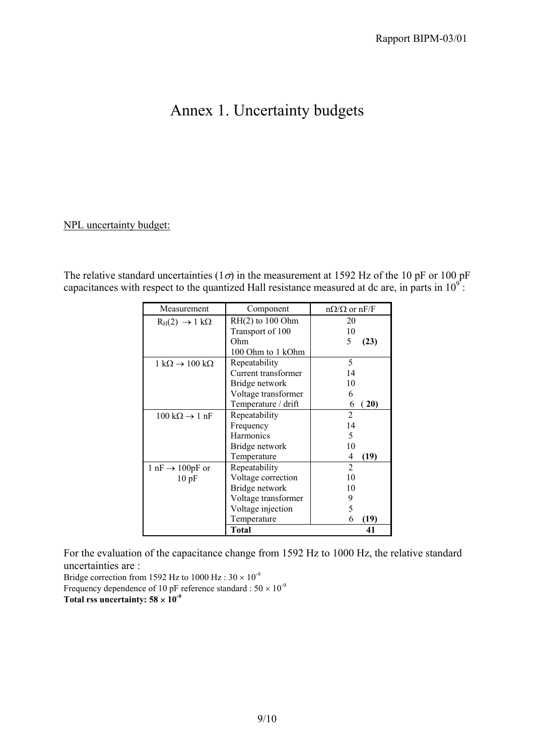# Annex 1. Uncertainty budgets

NPL uncertainty budget:

The relative standard uncertainties (1$\sigma$) in the measurement at 1592 Hz of the 10 pF or 100 pF capacitances with respect to the quantized Hall resistance measured at dc are, in parts in $10^9$ :

| Measurement | Component | nΩ/Ω or nF/F |
|---|---|---|
| $R_H(2) \rightarrow 1$ kΩ | RH(2) to 100 Ohm<br>Transport of 100 Ohm<br>100 Ohm to 1 kOhm | 20<br>10<br>5 **(23)** |
| 1 kΩ → 100 kΩ | Repeatability<br>Current transformer<br>Bridge network<br>Voltage transformer<br>Temperature / drift | 5<br>14<br>10<br>6<br>6 ( **20)** |
| 100 kΩ → 1 nF | Repeatability<br>Frequency<br>Harmonics<br>Bridge network<br>Temperature | 2<br>14<br>5<br>10<br>4 **(19)** |
| 1 nF → 100pF or 10 pF | Repeatability<br>Voltage correction<br>Bridge network<br>Voltage transformer<br>Voltage injection<br>Temperature | 2<br>10<br>10<br>9<br>5<br>6 **(19)** |
| | **Total** | **41** |

For the evaluation of the capacitance change from 1592 Hz to 1000 Hz, the relative standard uncertainties are :

Bridge correction from 1592 Hz to 1000 Hz : $30 \times 10^{-9}$

Frequency dependence of 10 pF reference standard : $50 \times 10^{-9}$

**Total rss uncertainty: $58 \times 10^{-9}$**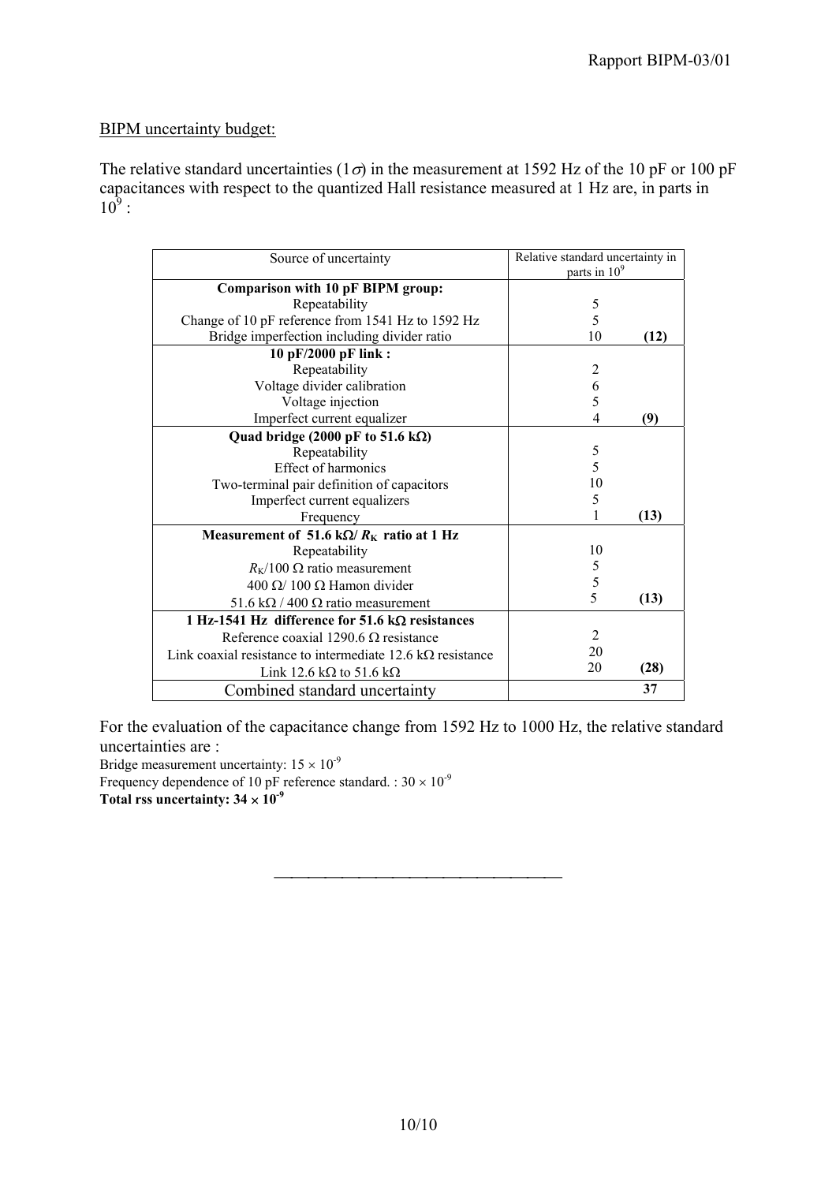BIPM uncertainty budget:

The relative standard uncertainties ($1\sigma$) in the measurement at 1592 Hz of the 10 pF or 100 pF capacitances with respect to the quantized Hall resistance measured at 1 Hz are, in parts in $10^9$ :

| Source of uncertainty | Relative standard uncertainty in parts in $10^9$ | |
|---|---|---|
| **Comparison with 10 pF BIPM group:** | | |
| Repeatability | 5 | |
| Change of 10 pF reference from 1541 Hz to 1592 Hz | 5 | |
| Bridge imperfection including divider ratio | 10 | **(12)** |
| **10 pF/2000 pF link :** | | |
| Repeatability | 2 | |
| Voltage divider calibration | 6 | |
| Voltage injection | 5 | |
| Imperfect current equalizer | 4 | **(9)** |
| **Quad bridge (2000 pF to 51.6 kΩ)** | | |
| Repeatability | 5 | |
| Effect of harmonics | 5 | |
| Two-terminal pair definition of capacitors | 10 | |
| Imperfect current equalizers | 5 | |
| Frequency | 1 | **(13)** |
| **Measurement of 51.6 kΩ/ $R_K$ ratio at 1 Hz** | | |
| Repeatability | 10 | |
| $R_K$/100 Ω ratio measurement | 5 | |
| 400 Ω/ 100 Ω Hamon divider | 5 | |
| 51.6 kΩ / 400 Ω ratio measurement | 5 | **(13)** |
| **1 Hz-1541 Hz difference for 51.6 kΩ resistances** | | |
| Reference coaxial 1290.6 Ω resistance | 2 | |
| Link coaxial resistance to intermediate 12.6 kΩ resistance | 20 | |
| Link 12.6 kΩ to 51.6 kΩ | 20 | **(28)** |
| Combined standard uncertainty | | **37** |

For the evaluation of the capacitance change from 1592 Hz to 1000 Hz, the relative standard uncertainties are :

Bridge measurement uncertainty: $15 \times 10^{-9}$

Frequency dependence of 10 pF reference standard. : $30 \times 10^{-9}$

**Total rss uncertainty: $34 \times 10^{-9}$**